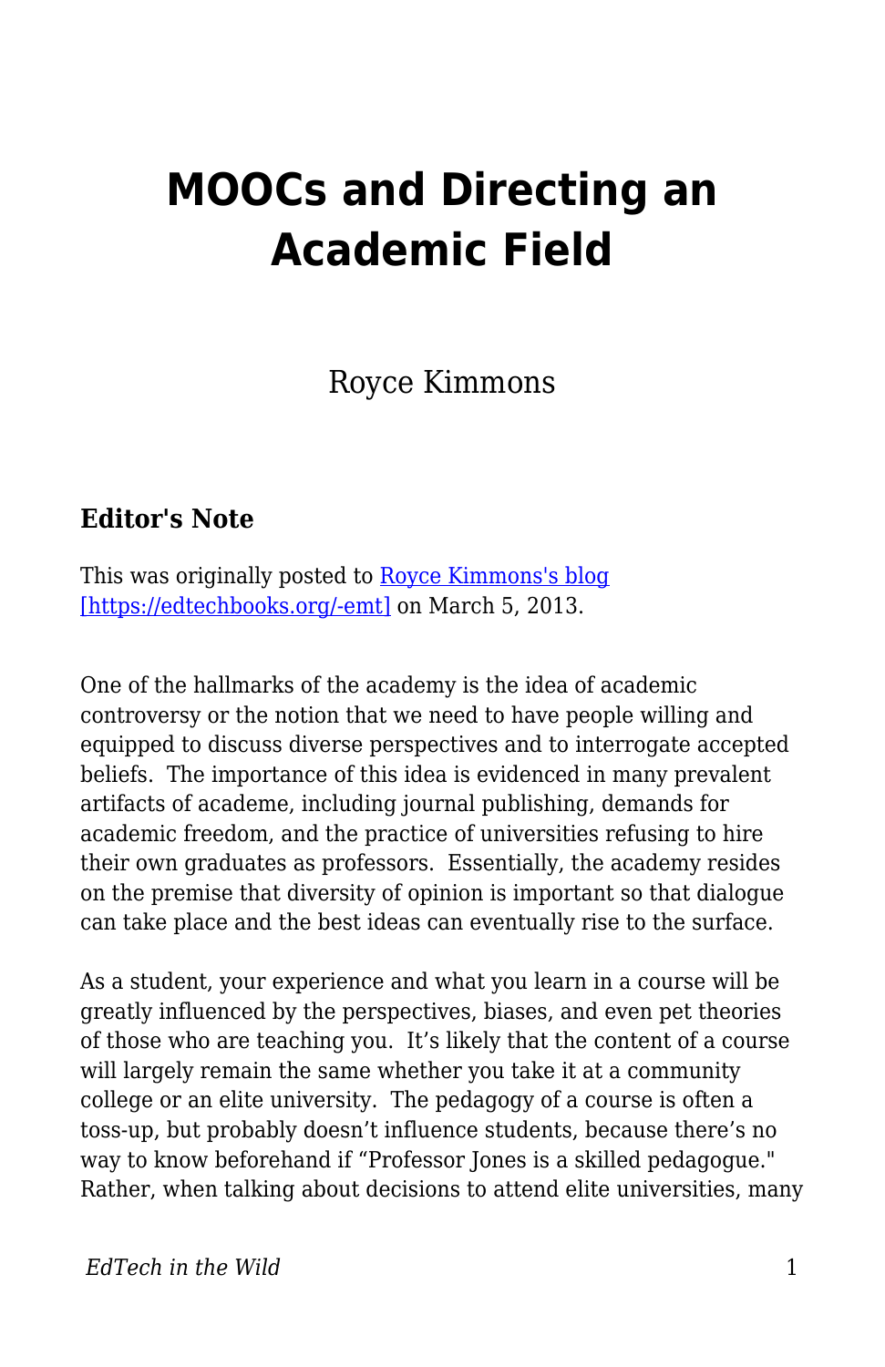# MOOCs and Directing an Academic Field

Royce Kimmons

### Editor's Note

This was originally posted to [Royce Kimmons's blog](https://edtechbooks.org/-emt) [https://edtechbooks.org/-emt] on March 5, 2013.

One of the hallmarks of the academy is the idea of academic controversy or the notion that we need to have people willing and equipped to discuss diverse perspectives and to interrogate accepted beliefs. The importance of this idea is evidenced in many prevalent artifacts of academe, including journal publishing, demands for academic freedom, and the practice of universities refusing to hire their own graduates as professors. Essentially, the academy resides on the premise that diversity of opinion is important so that dialogue can take place and the best ideas can eventually rise to the surface.

As a student, your experience and what you learn in a course will be greatly influenced by the perspectives, biases, and even pet theories of those who are teaching you. It's likely that the content of a course will largely remain the same whether you take it at a community college or an elite university. The pedagogy of a course is often a toss-up, but probably doesn't influence students, because there's no way to know beforehand if "Professor Jones is a skilled pedagogue." Rather, when talking about decisions to attend elite universities, many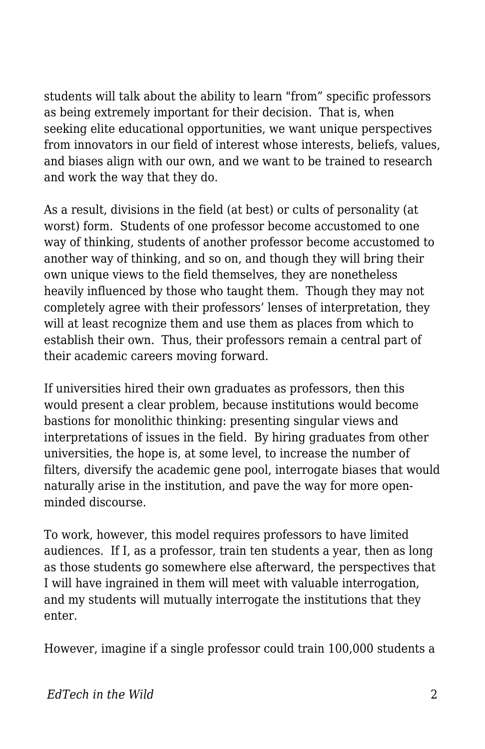students will talk about the ability to learn "from" specific professors as being extremely important for their decision. That is, when seeking elite educational opportunities, we want unique perspectives from innovators in our field of interest whose interests, beliefs, values, and biases align with our own, and we want to be trained to research and work the way that they do.

As a result, divisions in the field (at best) or cults of personality (at worst) form. Students of one professor become accustomed to one way of thinking, students of another professor become accustomed to another way of thinking, and so on, and though they will bring their own unique views to the field themselves, they are nonetheless heavily influenced by those who taught them. Though they may not completely agree with their professors' lenses of interpretation, they will at least recognize them and use them as places from which to establish their own. Thus, their professors remain a central part of their academic careers moving forward.

If universities hired their own graduates as professors, then this would present a clear problem, because institutions would become bastions for monolithic thinking: presenting singular views and interpretations of issues in the field. By hiring graduates from other universities, the hope is, at some level, to increase the number of filters, diversify the academic gene pool, interrogate biases that would naturally arise in the institution, and pave the way for more open-minded discourse.

To work, however, this model requires professors to have limited audiences. If I, as a professor, train ten students a year, then as long as those students go somewhere else afterward, the perspectives that I will have ingrained in them will meet with valuable interrogation, and my students will mutually interrogate the institutions that they enter.

However, imagine if a single professor could train 100,000 students a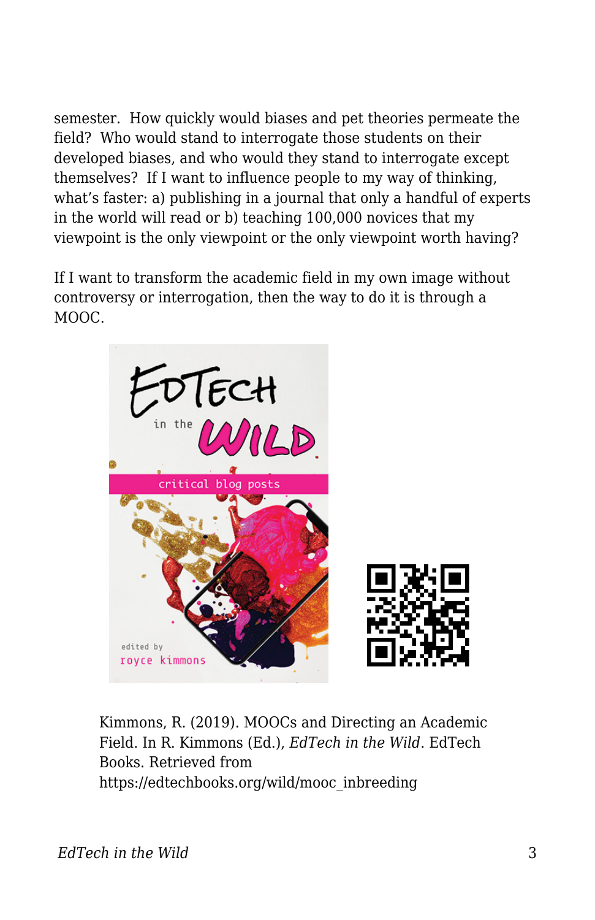semester. How quickly would biases and pet theories permeate the field? Who would stand to interrogate those students on their developed biases, and who would they stand to interrogate except themselves? If I want to influence people to my way of thinking, what's faster: a) publishing in a journal that only a handful of experts in the world will read or b) teaching 100,000 novices that my viewpoint is the only viewpoint or the only viewpoint worth having?

If I want to transform the academic field in my own image without controversy or interrogation, then the way to do it is through a MOOC.

Kimmons, R. (2019). MOOCs and Directing an Academic Field. In R. Kimmons (Ed.), *EdTech in the Wild*. EdTech Books. Retrieved from https://edtechbooks.org/wild/mooc_inbreeding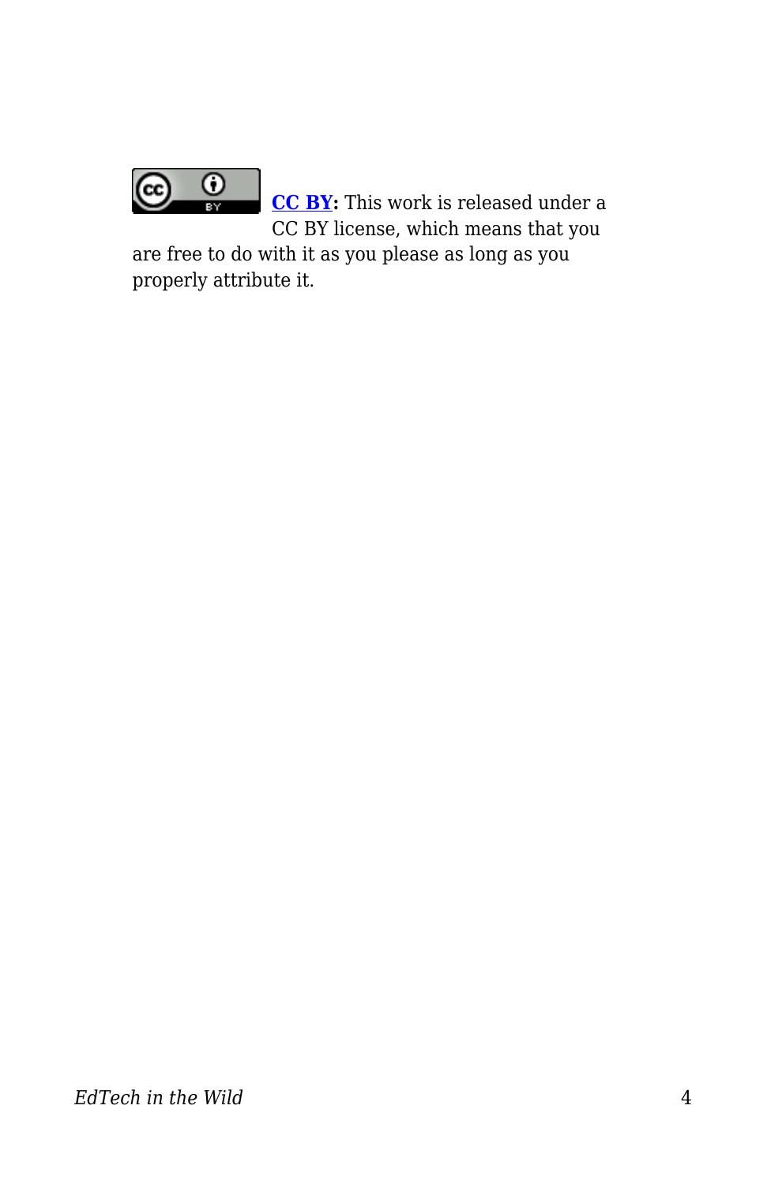**CC BY**: This work is released under a CC BY license, which means that you are free to do with it as you please as long as you properly attribute it.